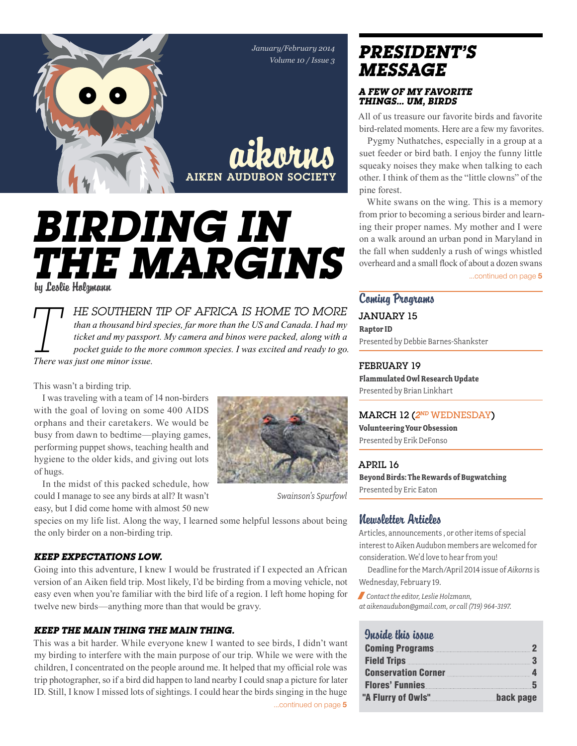January/February 2014
Volume 10 / Issue 3

aikorns
AIKEN AUDUBON SOCIETY

# BIRDING IN THE MARGINS

by Leslie Holzmann

*THE SOUTHERN TIP OF AFRICA IS HOME TO MORE than a thousand bird species, far more than the US and Canada. I had my ticket and my passport. My camera and binos were packed, along with a pocket guide to the more common species. I was excited and ready to go. There was just one minor issue.*

This wasn't a birding trip.

I was traveling with a team of 14 non-birders with the goal of loving on some 400 AIDS orphans and their caretakers. We would be busy from dawn to bedtime—playing games, performing puppet shows, teaching health and hygiene to the older kids, and giving out lots of hugs.

In the midst of this packed schedule, how could I manage to see any birds at all? It wasn't easy, but I did come home with almost 50 new species on my life list. Along the way, I learned some helpful lessons about being the only birder on a non-birding trip.

*Swainson's Spurfowl*

### KEEP EXPECTATIONS LOW.

Going into this adventure, I knew I would be frustrated if I expected an African version of an Aiken field trip. Most likely, I'd be birding from a moving vehicle, not easy even when you're familiar with the bird life of a region. I left home hoping for twelve new birds—anything more than that would be gravy.

### KEEP THE MAIN THING THE MAIN THING.

This was a bit harder. While everyone knew I wanted to see birds, I didn't want my birding to interfere with the main purpose of our trip. While we were with the children, I concentrated on the people around me. It helped that my official role was trip photographer, so if a bird did happen to land nearby I could snap a picture for later ID. Still, I know I missed lots of sightings. I could hear the birds singing in the huge

...continued on page 5

## PRESIDENT'S MESSAGE

### A FEW OF MY FAVORITE THINGS... UM, BIRDS

All of us treasure our favorite birds and favorite bird-related moments. Here are a few my favorites.

Pygmy Nuthatches, especially in a group at a suet feeder or bird bath. I enjoy the funny little squeaky noises they make when talking to each other. I think of them as the "little clowns" of the pine forest.

White swans on the wing. This is a memory from prior to becoming a serious birder and learning their proper names. My mother and I were on a walk around an urban pond in Maryland in the fall when suddenly a rush of wings whistled overheard and a small flock of about a dozen swans

...continued on page 5

## Coming Programs

**JANUARY 15**
**Raptor ID**
Presented by Debbie Barnes-Shankster

**FEBRUARY 19**
**Flammulated Owl Research Update**
Presented by Brian Linkhart

**MARCH 12 (*2ND WEDNESDAY*)**
**Volunteering Your Obsession**
Presented by Erik DeFonso

**APRIL 16**
**Beyond Birds: The Rewards of Bugwatching**
Presented by Eric Eaton

## Newsletter Articles

Articles, announcements , or other items of special interest to Aiken Audubon members are welcomed for consideration. We'd love to hear from you!

Deadline for the March/April 2014 issue of *Aikorns* is Wednesday, February 19.

*Contact the editor, Leslie Holzmann, at aikenaudubon@gmail.com, or call (719) 964-3197.*

## Inside this issue

| | |
|---|---|
| Coming Programs | 2 |
| Field Trips | 3 |
| Conservation Corner | 4 |
| Flores' Funnies | 5 |
| "A Flurry of Owls" | back page |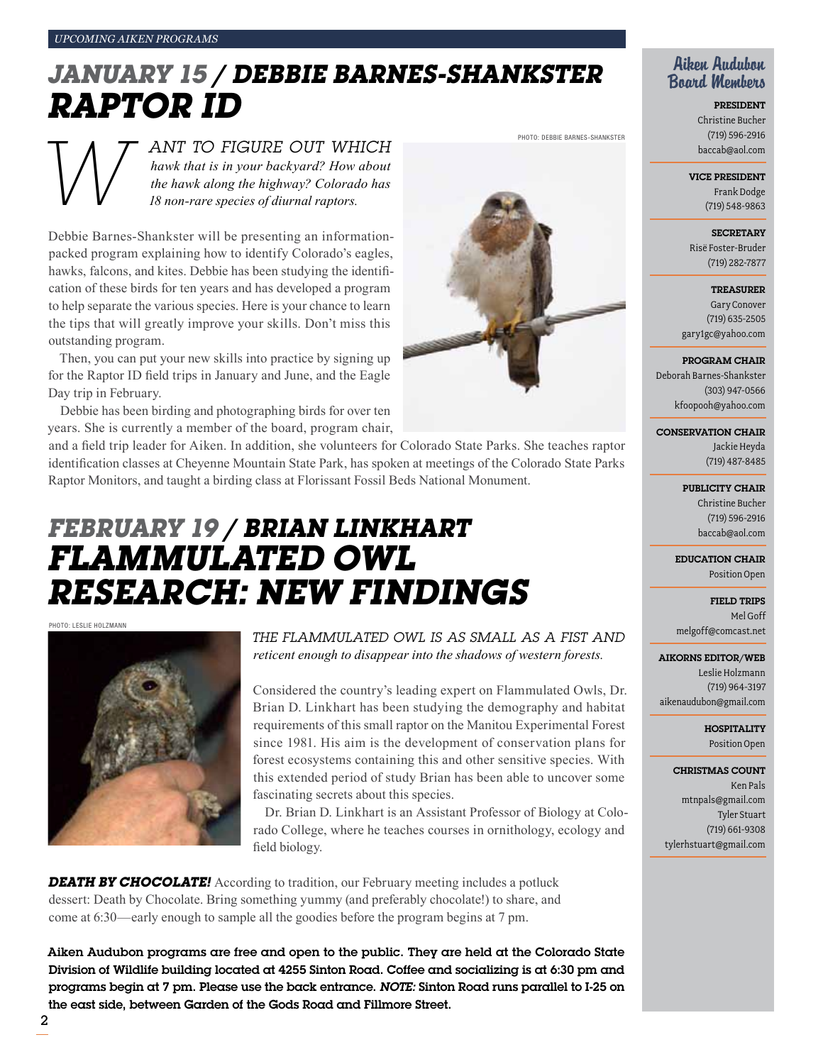UPCOMING AIKEN PROGRAMS

# *JANUARY 15 / DEBBIE BARNES-SHANKSTER*
# *RAPTOR ID*

*WANT TO FIGURE OUT WHICH hawk that is in your backyard? How about the hawk along the highway? Colorado has 18 non-rare species of diurnal raptors.*

PHOTO: DEBBIE BARNES-SHANKSTER

Debbie Barnes-Shankster will be presenting an information-packed program explaining how to identify Colorado's eagles, hawks, falcons, and kites. Debbie has been studying the identification of these birds for ten years and has developed a program to help separate the various species. Here is your chance to learn the tips that will greatly improve your skills. Don't miss this outstanding program.

Then, you can put your new skills into practice by signing up for the Raptor ID field trips in January and June, and the Eagle Day trip in February.

Debbie has been birding and photographing birds for over ten years. She is currently a member of the board, program chair, and a field trip leader for Aiken. In addition, she volunteers for Colorado State Parks. She teaches raptor identification classes at Cheyenne Mountain State Park, has spoken at meetings of the Colorado State Parks Raptor Monitors, and taught a birding class at Florissant Fossil Beds National Monument.

# *FEBRUARY 19 / BRIAN LINKHART*
# *FLAMMULATED OWL RESEARCH: NEW FINDINGS*

PHOTO: LESLIE HOLZMANN

*THE FLAMMULATED OWL IS AS SMALL AS A FIST AND reticent enough to disappear into the shadows of western forests.*

Considered the country's leading expert on Flammulated Owls, Dr. Brian D. Linkhart has been studying the demography and habitat requirements of this small raptor on the Manitou Experimental Forest since 1981. His aim is the development of conservation plans for forest ecosystems containing this and other sensitive species. With this extended period of study Brian has been able to uncover some fascinating secrets about this species.

Dr. Brian D. Linkhart is an Assistant Professor of Biology at Colorado College, where he teaches courses in ornithology, ecology and field biology.

***DEATH BY CHOCOLATE!*** According to tradition, our February meeting includes a potluck dessert: Death by Chocolate. Bring something yummy (and preferably chocolate!) to share, and come at 6:30—early enough to sample all the goodies before the program begins at 7 pm.

**Aiken Audubon programs are free and open to the public. They are held at the Colorado State Division of Wildlife building located at 4255 Sinton Road. Coffee and socializing is at 6:30 pm and programs begin at 7 pm. Please use the back entrance. *NOTE:* Sinton Road runs parallel to I-25 on the east side, between Garden of the Gods Road and Fillmore Street.**

## Aiken Audubon Board Members

**PRESIDENT**
Christine Bucher
(719) 596-2916
baccab@aol.com

**VICE PRESIDENT**
Frank Dodge
(719) 548-9863

**SECRETARY**
Risë Foster-Bruder
(719) 282-7877

**TREASURER**
Gary Conover
(719) 635-2505
gary1gc@yahoo.com

**PROGRAM CHAIR**
Deborah Barnes-Shankster
(303) 947-0566
kfoopooh@yahoo.com

**CONSERVATION CHAIR**
Jackie Heyda
(719) 487-8485

**PUBLICITY CHAIR**
Christine Bucher
(719) 596-2916
baccab@aol.com

**EDUCATION CHAIR**
Position Open

**FIELD TRIPS**
Mel Goff
melgoff@comcast.net

**AIKORNS EDITOR/WEB**
Leslie Holzmann
(719) 964-3197
aikenaudubon@gmail.com

**HOSPITALITY**
Position Open

**CHRISTMAS COUNT**
Ken Pals
mtnpals@gmail.com
Tyler Stuart
(719) 661-9308
tylerhstuart@gmail.com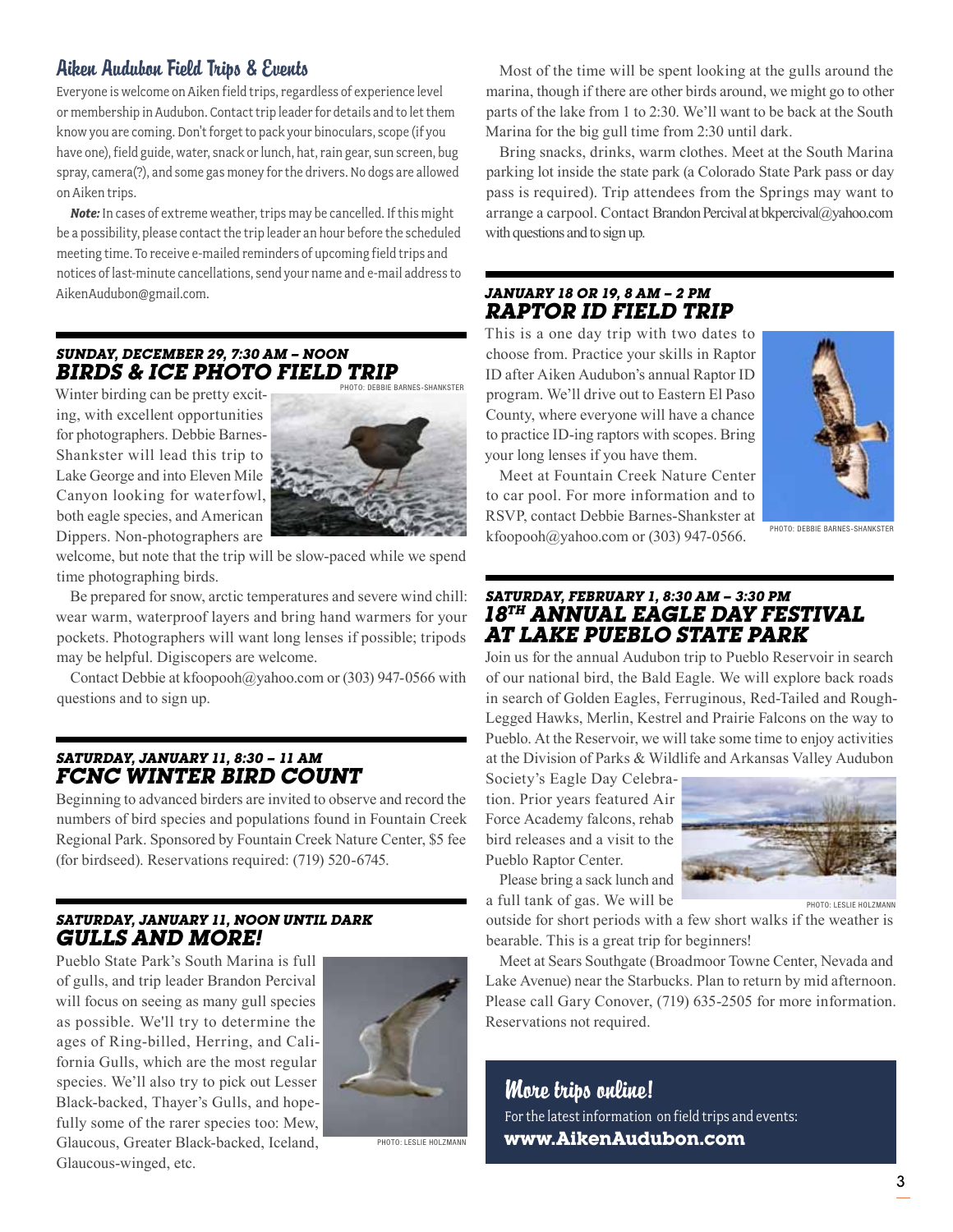## Aiken Audubon Field Trips & Events

Everyone is welcome on Aiken field trips, regardless of experience level or membership in Audubon. Contact trip leader for details and to let them know you are coming. Don't forget to pack your binoculars, scope (if you have one), field guide, water, snack or lunch, hat, rain gear, sun screen, bug spray, camera(?), and some gas money for the drivers. No dogs are allowed on Aiken trips.

***Note:*** In cases of extreme weather, trips may be cancelled. If this might be a possibility, please contact the trip leader an hour before the scheduled meeting time. To receive e-mailed reminders of upcoming field trips and notices of last-minute cancellations, send your name and e-mail address to AikenAudubon@gmail.com.

### *SUNDAY, DECEMBER 29, 7:30 AM – NOON*
### *BIRDS & ICE PHOTO FIELD TRIP*

PHOTO: DEBBIE BARNES-SHANKSTER

Winter birding can be pretty exciting, with excellent opportunities for photographers. Debbie Barnes-Shankster will lead this trip to Lake George and into Eleven Mile Canyon looking for waterfowl, both eagle species, and American Dippers. Non-photographers are welcome, but note that the trip will be slow-paced while we spend time photographing birds.

Be prepared for snow, arctic temperatures and severe wind chill: wear warm, waterproof layers and bring hand warmers for your pockets. Photographers will want long lenses if possible; tripods may be helpful. Digiscopers are welcome.

Contact Debbie at kfoopooh@yahoo.com or (303) 947-0566 with questions and to sign up.

### *SATURDAY, JANUARY 11, 8:30 – 11 AM*
### *FCNC WINTER BIRD COUNT*

Beginning to advanced birders are invited to observe and record the numbers of bird species and populations found in Fountain Creek Regional Park. Sponsored by Fountain Creek Nature Center, $5 fee (for birdseed). Reservations required: (719) 520-6745.

### *SATURDAY, JANUARY 11, NOON UNTIL DARK*
### *GULLS AND MORE!*

Pueblo State Park's South Marina is full of gulls, and trip leader Brandon Percival will focus on seeing as many gull species as possible. We'll try to determine the ages of Ring-billed, Herring, and California Gulls, which are the most regular species. We'll also try to pick out Lesser Black-backed, Thayer's Gulls, and hopefully some of the rarer species too: Mew, Glaucous, Greater Black-backed, Iceland, Glaucous-winged, etc.

PHOTO: LESLIE HOLZMANN

Most of the time will be spent looking at the gulls around the marina, though if there are other birds around, we might go to other parts of the lake from 1 to 2:30. We'll want to be back at the South Marina for the big gull time from 2:30 until dark.

Bring snacks, drinks, warm clothes. Meet at the South Marina parking lot inside the state park (a Colorado State Park pass or day pass is required). Trip attendees from the Springs may want to arrange a carpool. Contact Brandon Percival at bkpercival@yahoo.com with questions and to sign up.

### *JANUARY 18 OR 19, 8 AM – 2 PM*
### *RAPTOR ID FIELD TRIP*

This is a one day trip with two dates to choose from. Practice your skills in Raptor ID after Aiken Audubon's annual Raptor ID program. We'll drive out to Eastern El Paso County, where everyone will have a chance to practice ID-ing raptors with scopes. Bring your long lenses if you have them.

Meet at Fountain Creek Nature Center to car pool. For more information and to RSVP, contact Debbie Barnes-Shankster at kfoopooh@yahoo.com or (303) 947-0566.

PHOTO: DEBBIE BARNES-SHANKSTER

### *SATURDAY, FEBRUARY 1, 8:30 AM – 3:30 PM*
### *18TH ANNUAL EAGLE DAY FESTIVAL AT LAKE PUEBLO STATE PARK*

Join us for the annual Audubon trip to Pueblo Reservoir in search of our national bird, the Bald Eagle. We will explore back roads in search of Golden Eagles, Ferruginous, Red-Tailed and Rough-Legged Hawks, Merlin, Kestrel and Prairie Falcons on the way to Pueblo. At the Reservoir, we will take some time to enjoy activities at the Division of Parks & Wildlife and Arkansas Valley Audubon Society's Eagle Day Celebration. Prior years featured Air Force Academy falcons, rehab bird releases and a visit to the Pueblo Raptor Center.

PHOTO: LESLIE HOLZMANN

Please bring a sack lunch and a full tank of gas. We will be outside for short periods with a few short walks if the weather is bearable. This is a great trip for beginners!

Meet at Sears Southgate (Broadmoor Towne Center, Nevada and Lake Avenue) near the Starbucks. Plan to return by mid afternoon. Please call Gary Conover, (719) 635-2505 for more information. Reservations not required.

## More trips online!

For the latest information on field trips and events:
**www.AikenAudubon.com**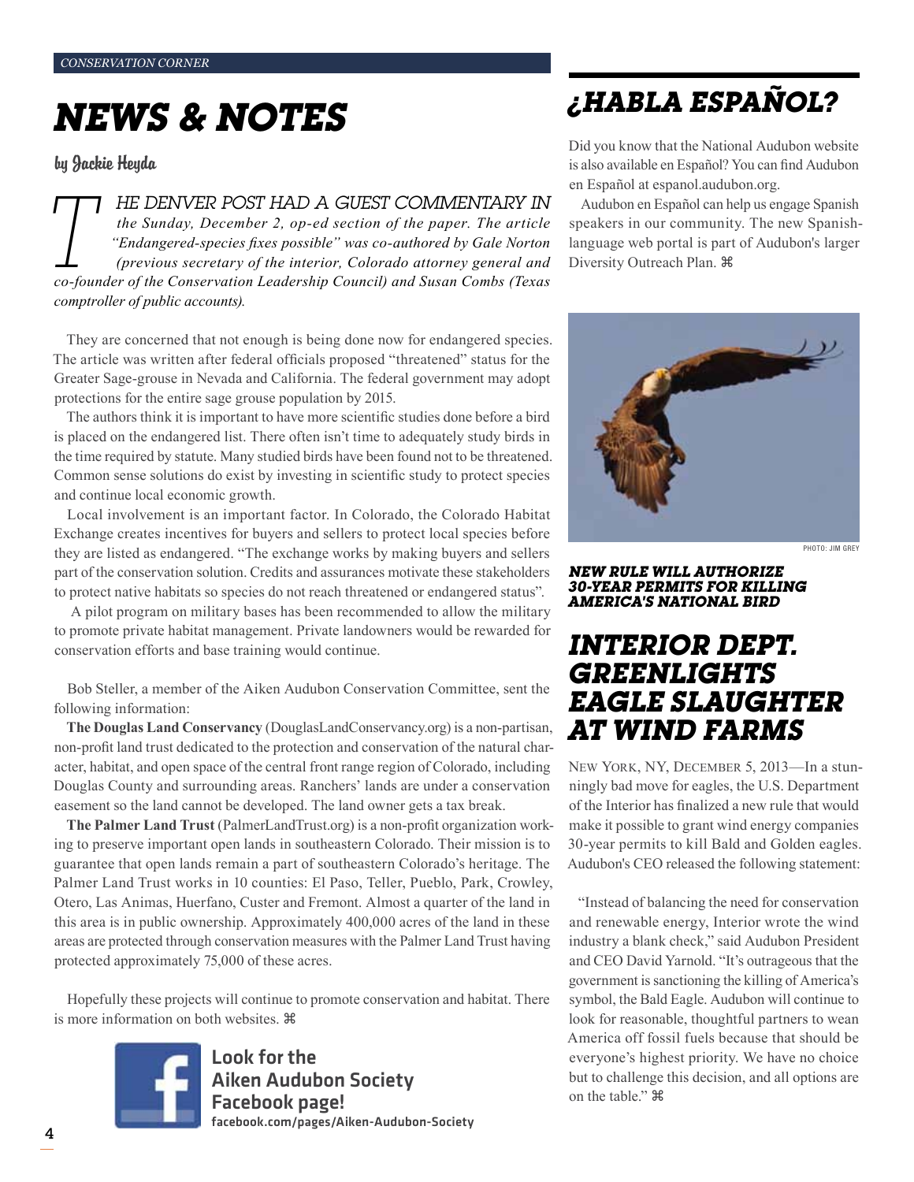# NEWS & NOTES

by Jackie Heyda

*THE DENVER POST HAD A GUEST COMMENTARY IN the Sunday, December 2, op-ed section of the paper. The article "Endangered-species fixes possible" was co-authored by Gale Norton (previous secretary of the interior, Colorado attorney general and co-founder of the Conservation Leadership Council) and Susan Combs (Texas comptroller of public accounts).*

They are concerned that not enough is being done now for endangered species. The article was written after federal officials proposed "threatened" status for the Greater Sage-grouse in Nevada and California. The federal government may adopt protections for the entire sage grouse population by 2015.

The authors think it is important to have more scientific studies done before a bird is placed on the endangered list. There often isn't time to adequately study birds in the time required by statute. Many studied birds have been found not to be threatened. Common sense solutions do exist by investing in scientific study to protect species and continue local economic growth.

Local involvement is an important factor. In Colorado, the Colorado Habitat Exchange creates incentives for buyers and sellers to protect local species before they are listed as endangered. "The exchange works by making buyers and sellers part of the conservation solution. Credits and assurances motivate these stakeholders to protect native habitats so species do not reach threatened or endangered status".

A pilot program on military bases has been recommended to allow the military to promote private habitat management. Private landowners would be rewarded for conservation efforts and base training would continue.

Bob Steller, a member of the Aiken Audubon Conservation Committee, sent the following information:

**The Douglas Land Conservancy** (DouglasLandConservancy.org) is a non-partisan, non-profit land trust dedicated to the protection and conservation of the natural character, habitat, and open space of the central front range region of Colorado, including Douglas County and surrounding areas. Ranchers' lands are under a conservation easement so the land cannot be developed. The land owner gets a tax break.

**The Palmer Land Trust** (PalmerLandTrust.org) is a non-profit organization working to preserve important open lands in southeastern Colorado. Their mission is to guarantee that open lands remain a part of southeastern Colorado's heritage. The Palmer Land Trust works in 10 counties: El Paso, Teller, Pueblo, Park, Crowley, Otero, Las Animas, Huerfano, Custer and Fremont. Almost a quarter of the land in this area is in public ownership. Approximately 400,000 acres of the land in these areas are protected through conservation measures with the Palmer Land Trust having protected approximately 75,000 of these acres.

Hopefully these projects will continue to promote conservation and habitat. There is more information on both websites. ⌘

**Look for the Aiken Audubon Society Facebook page!**
facebook.com/pages/Aiken-Audubon-Society

# ¿HABLA ESPAÑOL?

Did you know that the National Audubon website is also available en Español? You can find Audubon en Español at espanol.audubon.org.

Audubon en Español can help us engage Spanish speakers in our community. The new Spanish-language web portal is part of Audubon's larger Diversity Outreach Plan. ⌘

PHOTO: JIM GREY

***NEW RULE WILL AUTHORIZE 30-YEAR PERMITS FOR KILLING AMERICA'S NATIONAL BIRD***

# INTERIOR DEPT. GREENLIGHTS EAGLE SLAUGHTER AT WIND FARMS

NEW YORK, NY, DECEMBER 5, 2013—In a stunningly bad move for eagles, the U.S. Department of the Interior has finalized a new rule that would make it possible to grant wind energy companies 30-year permits to kill Bald and Golden eagles. Audubon's CEO released the following statement:

"Instead of balancing the need for conservation and renewable energy, Interior wrote the wind industry a blank check," said Audubon President and CEO David Yarnold. "It's outrageous that the government is sanctioning the killing of America's symbol, the Bald Eagle. Audubon will continue to look for reasonable, thoughtful partners to wean America off fossil fuels because that should be everyone's highest priority. We have no choice but to challenge this decision, and all options are on the table." ⌘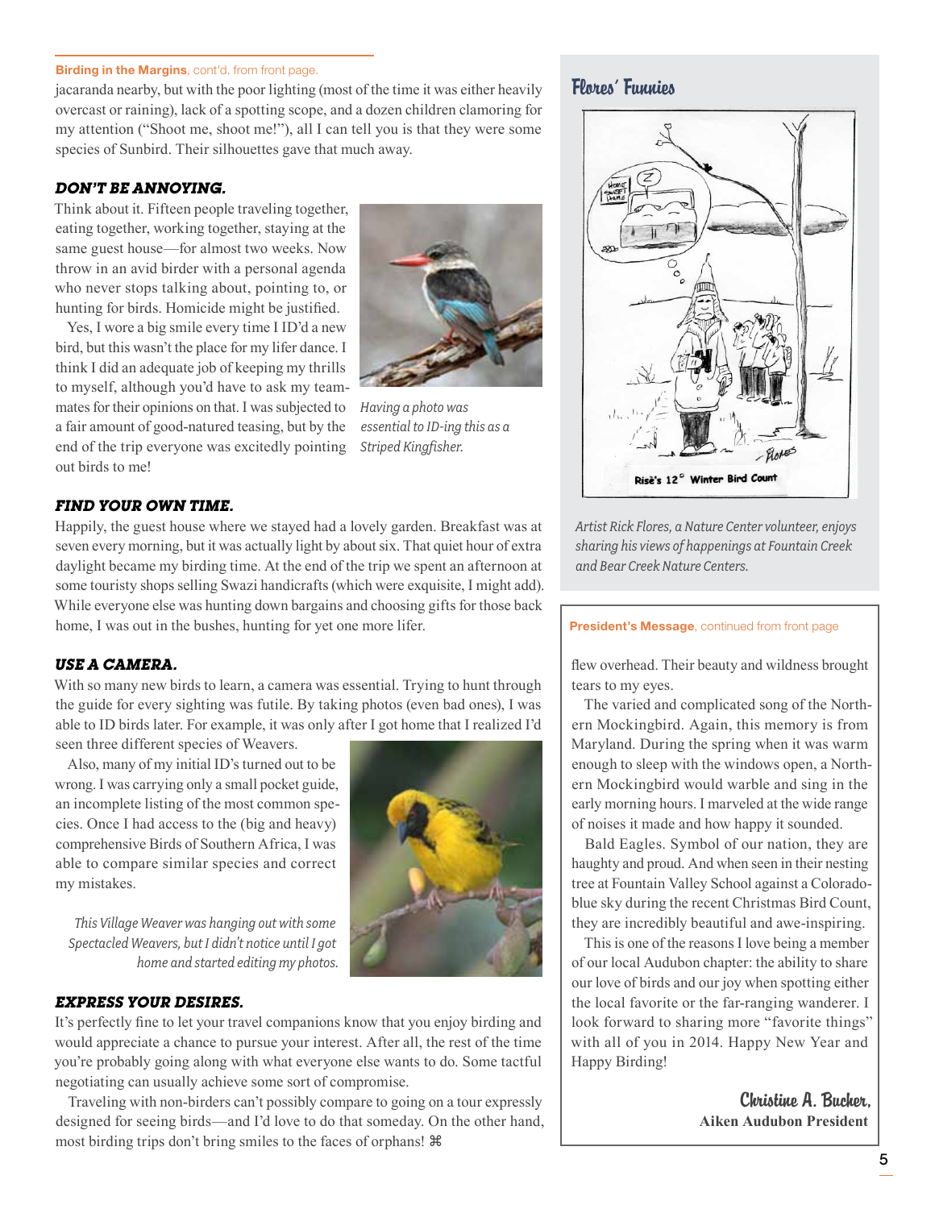**Birding in the Margins**, cont'd. from front page.

jacaranda nearby, but with the poor lighting (most of the time it was either heavily overcast or raining), lack of a spotting scope, and a dozen children clamoring for my attention ("Shoot me, shoot me!"), all I can tell you is that they were some species of Sunbird. Their silhouettes gave that much away.

### *DON'T BE ANNOYING.*

Think about it. Fifteen people traveling together, eating together, working together, staying at the same guest house—for almost two weeks. Now throw in an avid birder with a personal agenda who never stops talking about, pointing to, or hunting for birds. Homicide might be justified.

Yes, I wore a big smile every time I ID'd a new bird, but this wasn't the place for my lifer dance. I think I did an adequate job of keeping my thrills to myself, although you'd have to ask my teammates for their opinions on that. I was subjected to a fair amount of good-natured teasing, but by the end of the trip everyone was excitedly pointing out birds to me!

*Having a photo was essential to ID-ing this as a Striped Kingfisher.*

### *FIND YOUR OWN TIME.*

Happily, the guest house where we stayed had a lovely garden. Breakfast was at seven every morning, but it was actually light by about six. That quiet hour of extra daylight became my birding time. At the end of the trip we spent an afternoon at some touristy shops selling Swazi handicrafts (which were exquisite, I might add). While everyone else was hunting down bargains and choosing gifts for those back home, I was out in the bushes, hunting for yet one more lifer.

### *USE A CAMERA.*

With so many new birds to learn, a camera was essential. Trying to hunt through the guide for every sighting was futile. By taking photos (even bad ones), I was able to ID birds later. For example, it was only after I got home that I realized I'd seen three different species of Weavers.

Also, many of my initial ID's turned out to be wrong. I was carrying only a small pocket guide, an incomplete listing of the most common species. Once I had access to the (big and heavy) comprehensive Birds of Southern Africa, I was able to compare similar species and correct my mistakes.

*This Village Weaver was hanging out with some Spectacled Weavers, but I didn't notice until I got home and started editing my photos.*

### *EXPRESS YOUR DESIRES.*

It's perfectly fine to let your travel companions know that you enjoy birding and would appreciate a chance to pursue your interest. After all, the rest of the time you're probably going along with what everyone else wants to do. Some tactful negotiating can usually achieve some sort of compromise.

Traveling with non-birders can't possibly compare to going on a tour expressly designed for seeing birds—and I'd love to do that someday. On the other hand, most birding trips don't bring smiles to the faces of orphans! ⌘

## Flores' Funnies

Risè's 12° Winter Bird Count

*Artist Rick Flores, a Nature Center volunteer, enjoys sharing his views of happenings at Fountain Creek and Bear Creek Nature Centers.*

**President's Message**, continued from front page

flew overhead. Their beauty and wildness brought tears to my eyes.

The varied and complicated song of the Northern Mockingbird. Again, this memory is from Maryland. During the spring when it was warm enough to sleep with the windows open, a Northern Mockingbird would warble and sing in the early morning hours. I marveled at the wide range of noises it made and how happy it sounded.

Bald Eagles. Symbol of our nation, they are haughty and proud. And when seen in their nesting tree at Fountain Valley School against a Colorado-blue sky during the recent Christmas Bird Count, they are incredibly beautiful and awe-inspiring.

This is one of the reasons I love being a member of our local Audubon chapter: the ability to share our love of birds and our joy when spotting either the local favorite or the far-ranging wanderer. I look forward to sharing more "favorite things" with all of you in 2014. Happy New Year and Happy Birding!

Christine A. Bucher,
**Aiken Audubon President**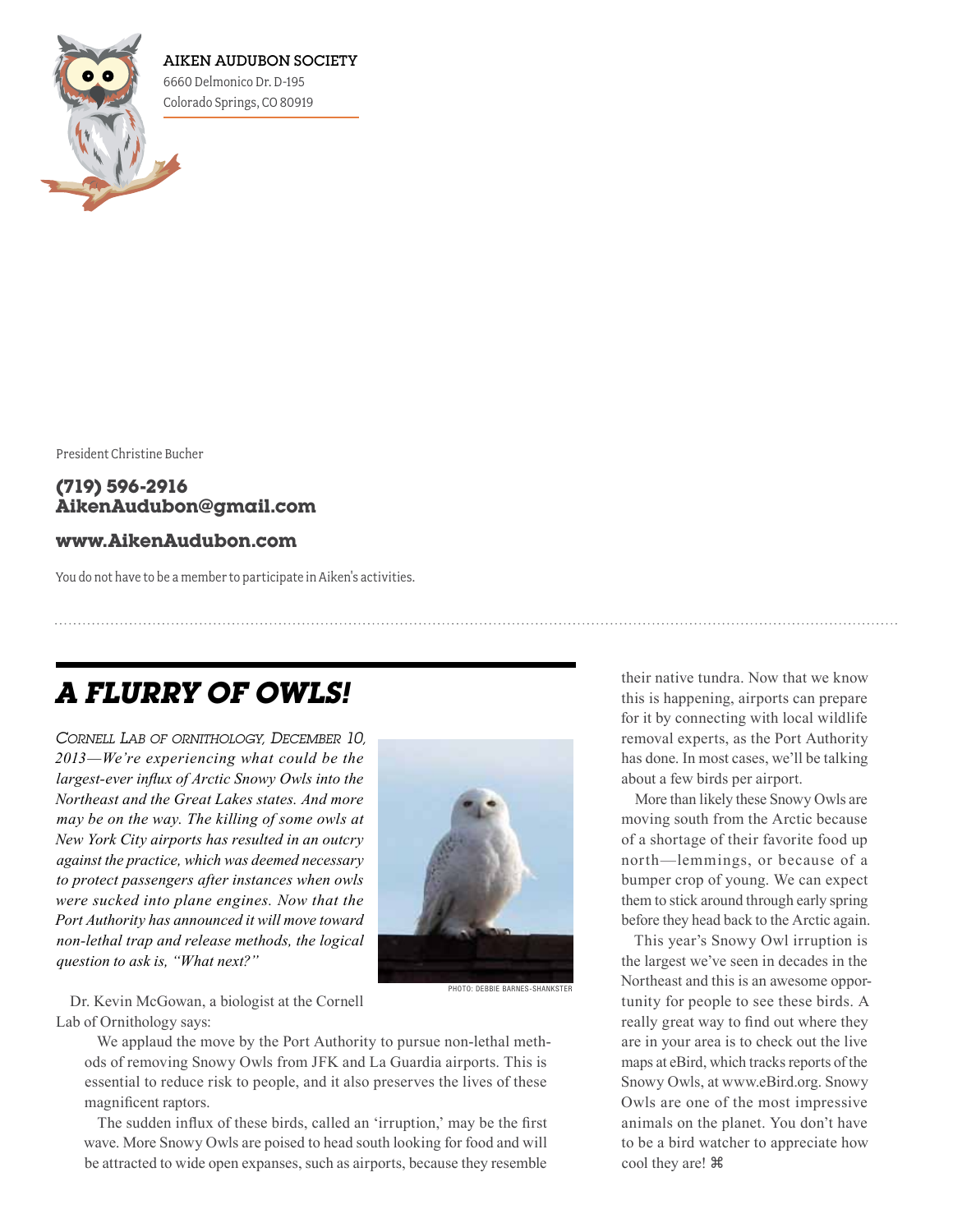**AIKEN AUDUBON SOCIETY**
6660 Delmonico Dr. D-195
Colorado Springs, CO 80919

President Christine Bucher

**(719) 596-2916**
**AikenAudubon@gmail.com**

**www.AikenAudubon.com**

You do not have to be a member to participate in Aiken's activities.

## A FLURRY OF OWLS!

*Cornell Lab of Ornithology, December 10, 2013—We're experiencing what could be the largest-ever influx of Arctic Snowy Owls into the Northeast and the Great Lakes states. And more may be on the way. The killing of some owls at New York City airports has resulted in an outcry against the practice, which was deemed necessary to protect passengers after instances when owls were sucked into plane engines. Now that the Port Authority has announced it will move toward non-lethal trap and release methods, the logical question to ask is, "What next?"*

PHOTO: DEBBIE BARNES-SHANKSTER

Dr. Kevin McGowan, a biologist at the Cornell Lab of Ornithology says:

> We applaud the move by the Port Authority to pursue non-lethal methods of removing Snowy Owls from JFK and La Guardia airports. This is essential to reduce risk to people, and it also preserves the lives of these magnificent raptors.
>
> The sudden influx of these birds, called an 'irruption,' may be the first wave. More Snowy Owls are poised to head south looking for food and will be attracted to wide open expanses, such as airports, because they resemble their native tundra. Now that we know this is happening, airports can prepare for it by connecting with local wildlife removal experts, as the Port Authority has done. In most cases, we'll be talking about a few birds per airport.
>
> More than likely these Snowy Owls are moving south from the Arctic because of a shortage of their favorite food up north—lemmings, or because of a bumper crop of young. We can expect them to stick around through early spring before they head back to the Arctic again.
>
> This year's Snowy Owl irruption is the largest we've seen in decades in the Northeast and this is an awesome opportunity for people to see these birds. A really great way to find out where they are in your area is to check out the live maps at eBird, which tracks reports of the Snowy Owls, at www.eBird.org. Snowy Owls are one of the most impressive animals on the planet. You don't have to be a bird watcher to appreciate how cool they are! ⌘